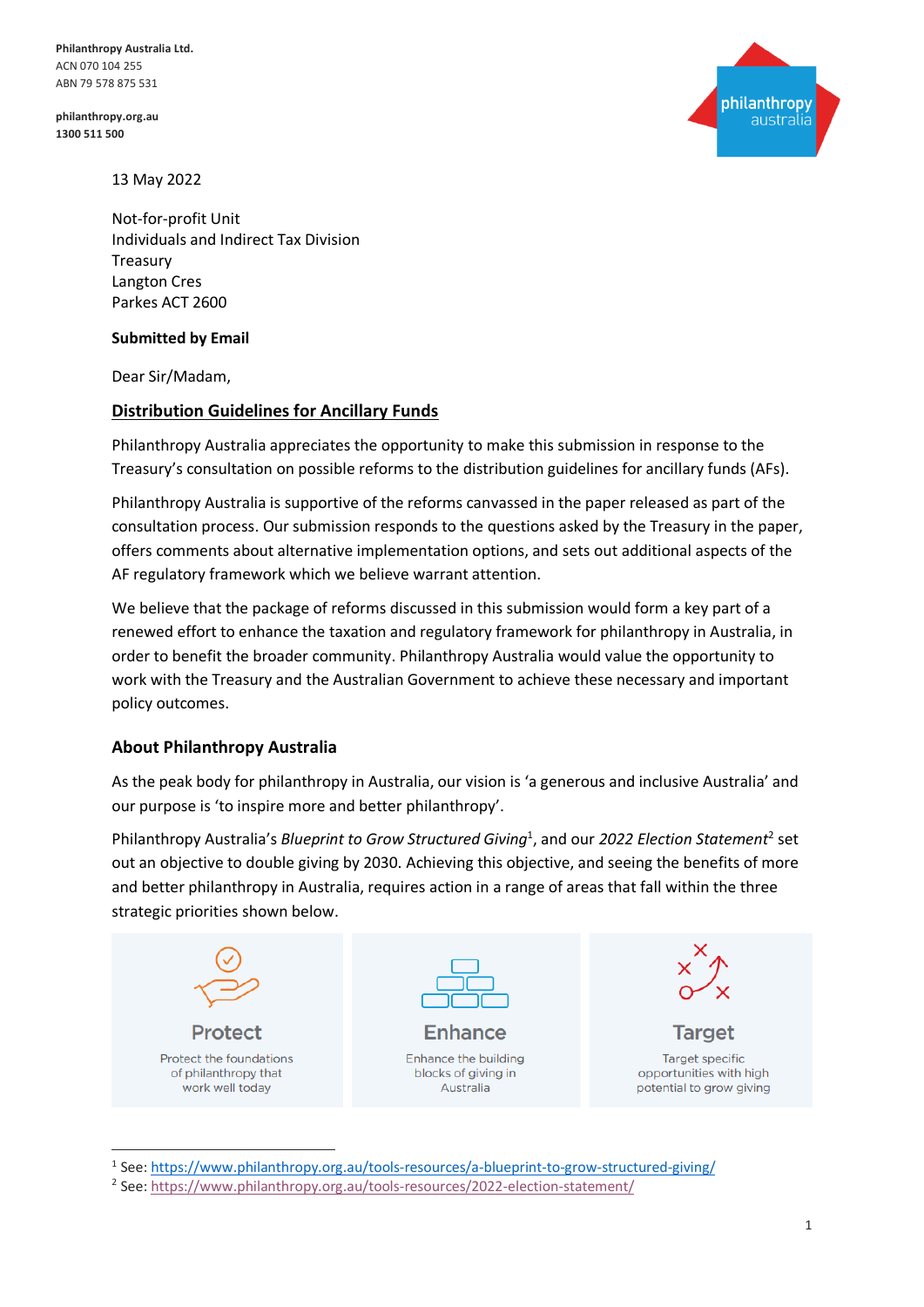**Philanthropy Australia Ltd.**
ACN 070 104 255
ABN 79 578 875 531

**philanthropy.org.au**
**1300 511 500**

13 May 2022

Not-for-profit Unit
Individuals and Indirect Tax Division
Treasury
Langton Cres
Parkes ACT 2600

**Submitted by Email**

Dear Sir/Madam,

## Distribution Guidelines for Ancillary Funds

Philanthropy Australia appreciates the opportunity to make this submission in response to the Treasury's consultation on possible reforms to the distribution guidelines for ancillary funds (AFs).

Philanthropy Australia is supportive of the reforms canvassed in the paper released as part of the consultation process. Our submission responds to the questions asked by the Treasury in the paper, offers comments about alternative implementation options, and sets out additional aspects of the AF regulatory framework which we believe warrant attention.

We believe that the package of reforms discussed in this submission would form a key part of a renewed effort to enhance the taxation and regulatory framework for philanthropy in Australia, in order to benefit the broader community. Philanthropy Australia would value the opportunity to work with the Treasury and the Australian Government to achieve these necessary and important policy outcomes.

### About Philanthropy Australia

As the peak body for philanthropy in Australia, our vision is 'a generous and inclusive Australia' and our purpose is 'to inspire more and better philanthropy'.

Philanthropy Australia's *Blueprint to Grow Structured Giving*[1], and our *2022 Election Statement*[2] set out an objective to double giving by 2030. Achieving this objective, and seeing the benefits of more and better philanthropy in Australia, requires action in a range of areas that fall within the three strategic priorities shown below.

| Protect | Enhance | Target |
|---|---|---|
| Protect the foundations of philanthropy that work well today | Enhance the building blocks of giving in Australia | Target specific opportunities with high potential to grow giving |

[1] See: https://www.philanthropy.org.au/tools-resources/a-blueprint-to-grow-structured-giving/

[2] See: https://www.philanthropy.org.au/tools-resources/2022-election-statement/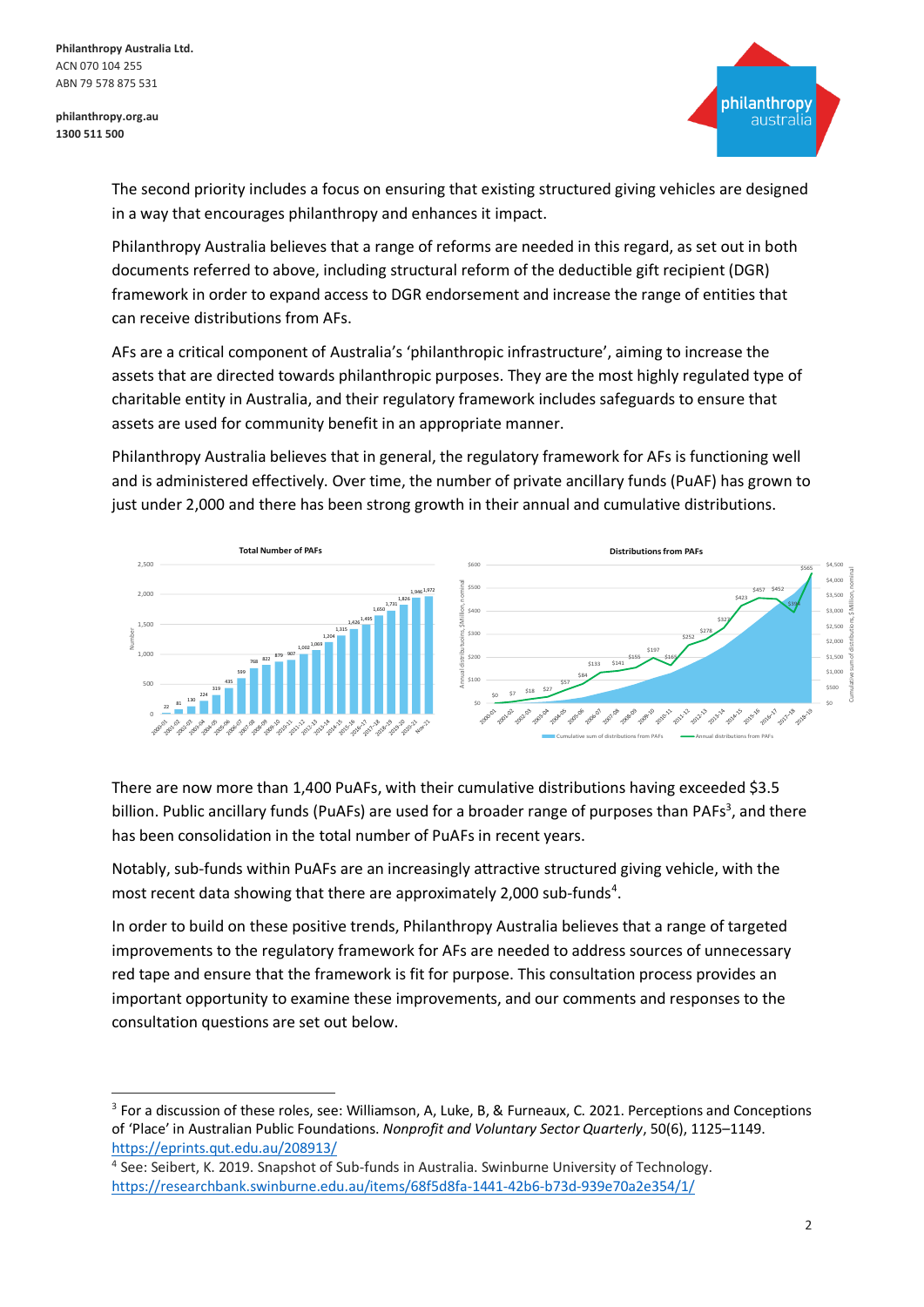The second priority includes a focus on ensuring that existing structured giving vehicles are designed in a way that encourages philanthropy and enhances it impact.

Philanthropy Australia believes that a range of reforms are needed in this regard, as set out in both documents referred to above, including structural reform of the deductible gift recipient (DGR) framework in order to expand access to DGR endorsement and increase the range of entities that can receive distributions from AFs.

AFs are a critical component of Australia's 'philanthropic infrastructure', aiming to increase the assets that are directed towards philanthropic purposes. They are the most highly regulated type of charitable entity in Australia, and their regulatory framework includes safeguards to ensure that assets are used for community benefit in an appropriate manner.

Philanthropy Australia believes that in general, the regulatory framework for AFs is functioning well and is administered effectively. Over time, the number of private ancillary funds (PuAF) has grown to just under 2,000 and there has been strong growth in their annual and cumulative distributions.

There are now more than 1,400 PuAFs, with their cumulative distributions having exceeded $3.5 billion. Public ancillary funds (PuAFs) are used for a broader range of purposes than PAFs[3], and there has been consolidation in the total number of PuAFs in recent years.

Notably, sub-funds within PuAFs are an increasingly attractive structured giving vehicle, with the most recent data showing that there are approximately 2,000 sub-funds[4].

In order to build on these positive trends, Philanthropy Australia believes that a range of targeted improvements to the regulatory framework for AFs are needed to address sources of unnecessary red tape and ensure that the framework is fit for purpose. This consultation process provides an important opportunity to examine these improvements, and our comments and responses to the consultation questions are set out below.

---

[3] For a discussion of these roles, see: Williamson, A, Luke, B, & Furneaux, C. 2021. Perceptions and Conceptions of 'Place' in Australian Public Foundations. *Nonprofit and Voluntary Sector Quarterly*, 50(6), 1125–1149. https://eprints.qut.edu.au/208913/

[4] See: Seibert, K. 2019. Snapshot of Sub-funds in Australia. Swinburne University of Technology. https://researchbank.swinburne.edu.au/items/68f5d8fa-1441-42b6-b73d-939e70a2e354/1/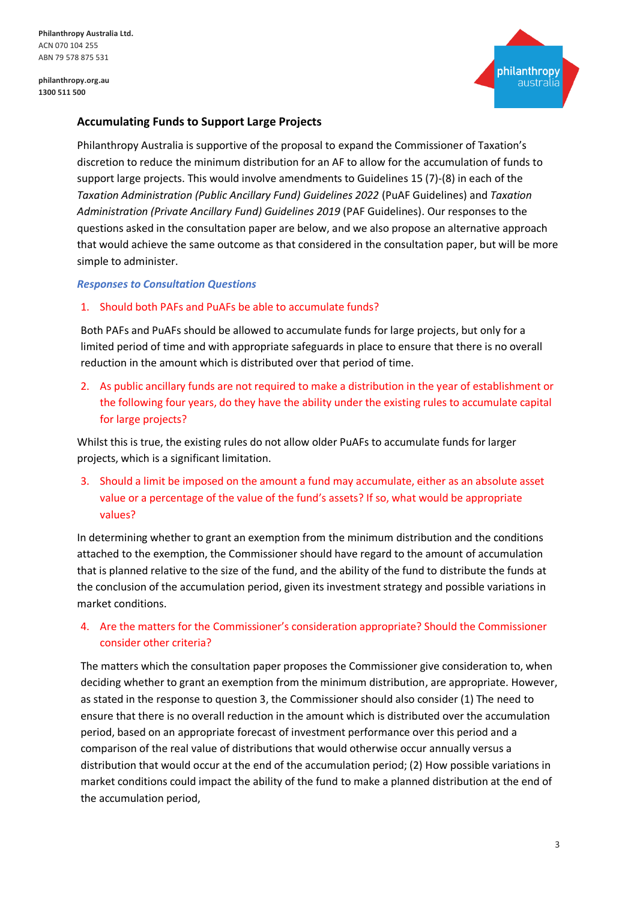## Accumulating Funds to Support Large Projects

Philanthropy Australia is supportive of the proposal to expand the Commissioner of Taxation's discretion to reduce the minimum distribution for an AF to allow for the accumulation of funds to support large projects. This would involve amendments to Guidelines 15 (7)-(8) in each of the *Taxation Administration (Public Ancillary Fund) Guidelines 2022* (PuAF Guidelines) and *Taxation Administration (Private Ancillary Fund) Guidelines 2019* (PAF Guidelines). Our responses to the questions asked in the consultation paper are below, and we also propose an alternative approach that would achieve the same outcome as that considered in the consultation paper, but will be more simple to administer.

### *Responses to Consultation Questions*

1. Should both PAFs and PuAFs be able to accumulate funds?

Both PAFs and PuAFs should be allowed to accumulate funds for large projects, but only for a limited period of time and with appropriate safeguards in place to ensure that there is no overall reduction in the amount which is distributed over that period of time.

2. As public ancillary funds are not required to make a distribution in the year of establishment or the following four years, do they have the ability under the existing rules to accumulate capital for large projects?

Whilst this is true, the existing rules do not allow older PuAFs to accumulate funds for larger projects, which is a significant limitation.

3. Should a limit be imposed on the amount a fund may accumulate, either as an absolute asset value or a percentage of the value of the fund's assets? If so, what would be appropriate values?

In determining whether to grant an exemption from the minimum distribution and the conditions attached to the exemption, the Commissioner should have regard to the amount of accumulation that is planned relative to the size of the fund, and the ability of the fund to distribute the funds at the conclusion of the accumulation period, given its investment strategy and possible variations in market conditions.

4. Are the matters for the Commissioner's consideration appropriate? Should the Commissioner consider other criteria?

The matters which the consultation paper proposes the Commissioner give consideration to, when deciding whether to grant an exemption from the minimum distribution, are appropriate. However, as stated in the response to question 3, the Commissioner should also consider (1) The need to ensure that there is no overall reduction in the amount which is distributed over the accumulation period, based on an appropriate forecast of investment performance over this period and a comparison of the real value of distributions that would otherwise occur annually versus a distribution that would occur at the end of the accumulation period; (2) How possible variations in market conditions could impact the ability of the fund to make a planned distribution at the end of the accumulation period,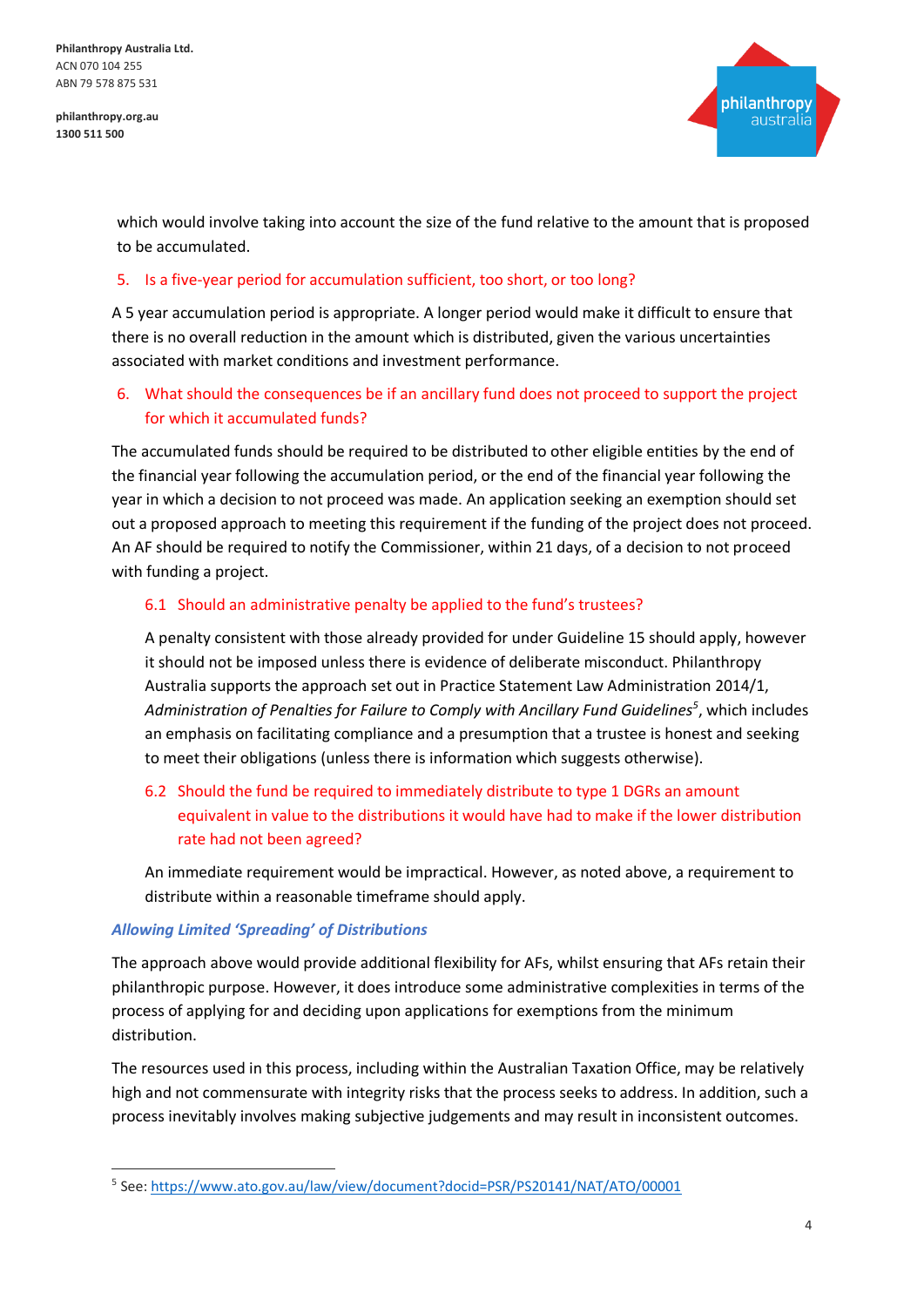which would involve taking into account the size of the fund relative to the amount that is proposed to be accumulated.

5. Is a five-year period for accumulation sufficient, too short, or too long?

A 5 year accumulation period is appropriate. A longer period would make it difficult to ensure that there is no overall reduction in the amount which is distributed, given the various uncertainties associated with market conditions and investment performance.

6. What should the consequences be if an ancillary fund does not proceed to support the project for which it accumulated funds?

The accumulated funds should be required to be distributed to other eligible entities by the end of the financial year following the accumulation period, or the end of the financial year following the year in which a decision to not proceed was made. An application seeking an exemption should set out a proposed approach to meeting this requirement if the funding of the project does not proceed. An AF should be required to notify the Commissioner, within 21 days, of a decision to not proceed with funding a project.

6.1 Should an administrative penalty be applied to the fund's trustees?

A penalty consistent with those already provided for under Guideline 15 should apply, however it should not be imposed unless there is evidence of deliberate misconduct. Philanthropy Australia supports the approach set out in Practice Statement Law Administration 2014/1, *Administration of Penalties for Failure to Comply with Ancillary Fund Guidelines*[5], which includes an emphasis on facilitating compliance and a presumption that a trustee is honest and seeking to meet their obligations (unless there is information which suggests otherwise).

6.2 Should the fund be required to immediately distribute to type 1 DGRs an amount equivalent in value to the distributions it would have had to make if the lower distribution rate had not been agreed?

An immediate requirement would be impractical. However, as noted above, a requirement to distribute within a reasonable timeframe should apply.

### *Allowing Limited 'Spreading' of Distributions*

The approach above would provide additional flexibility for AFs, whilst ensuring that AFs retain their philanthropic purpose. However, it does introduce some administrative complexities in terms of the process of applying for and deciding upon applications for exemptions from the minimum distribution.

The resources used in this process, including within the Australian Taxation Office, may be relatively high and not commensurate with integrity risks that the process seeks to address. In addition, such a process inevitably involves making subjective judgements and may result in inconsistent outcomes.

---

[5] See: https://www.ato.gov.au/law/view/document?docid=PSR/PS20141/NAT/ATO/00001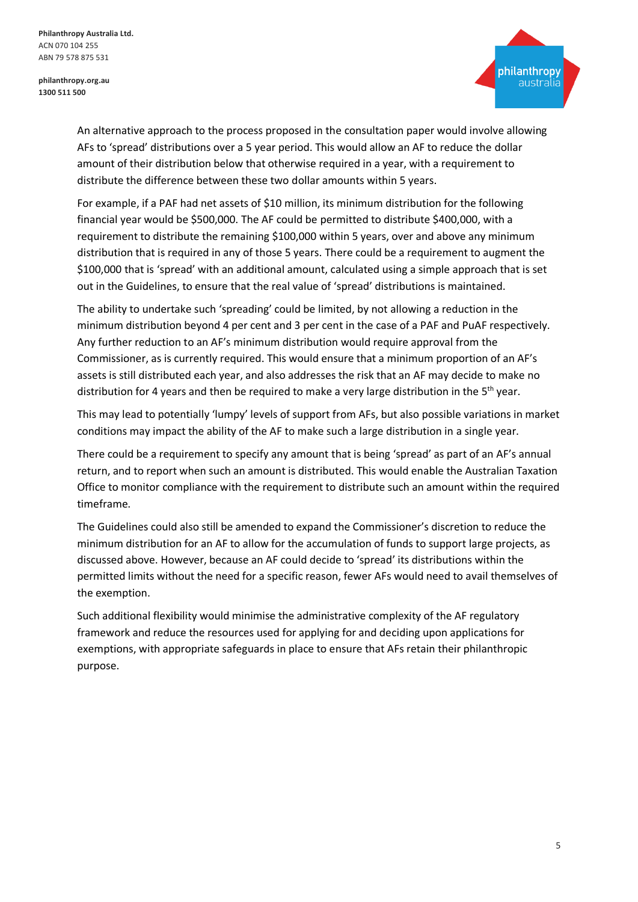An alternative approach to the process proposed in the consultation paper would involve allowing AFs to 'spread' distributions over a 5 year period. This would allow an AF to reduce the dollar amount of their distribution below that otherwise required in a year, with a requirement to distribute the difference between these two dollar amounts within 5 years.

For example, if a PAF had net assets of $10 million, its minimum distribution for the following financial year would be $500,000. The AF could be permitted to distribute $400,000, with a requirement to distribute the remaining $100,000 within 5 years, over and above any minimum distribution that is required in any of those 5 years. There could be a requirement to augment the $100,000 that is 'spread' with an additional amount, calculated using a simple approach that is set out in the Guidelines, to ensure that the real value of 'spread' distributions is maintained.

The ability to undertake such 'spreading' could be limited, by not allowing a reduction in the minimum distribution beyond 4 per cent and 3 per cent in the case of a PAF and PuAF respectively. Any further reduction to an AF's minimum distribution would require approval from the Commissioner, as is currently required. This would ensure that a minimum proportion of an AF's assets is still distributed each year, and also addresses the risk that an AF may decide to make no distribution for 4 years and then be required to make a very large distribution in the 5th year.

This may lead to potentially 'lumpy' levels of support from AFs, but also possible variations in market conditions may impact the ability of the AF to make such a large distribution in a single year.

There could be a requirement to specify any amount that is being 'spread' as part of an AF's annual return, and to report when such an amount is distributed. This would enable the Australian Taxation Office to monitor compliance with the requirement to distribute such an amount within the required timeframe.

The Guidelines could also still be amended to expand the Commissioner's discretion to reduce the minimum distribution for an AF to allow for the accumulation of funds to support large projects, as discussed above. However, because an AF could decide to 'spread' its distributions within the permitted limits without the need for a specific reason, fewer AFs would need to avail themselves of the exemption.

Such additional flexibility would minimise the administrative complexity of the AF regulatory framework and reduce the resources used for applying for and deciding upon applications for exemptions, with appropriate safeguards in place to ensure that AFs retain their philanthropic purpose.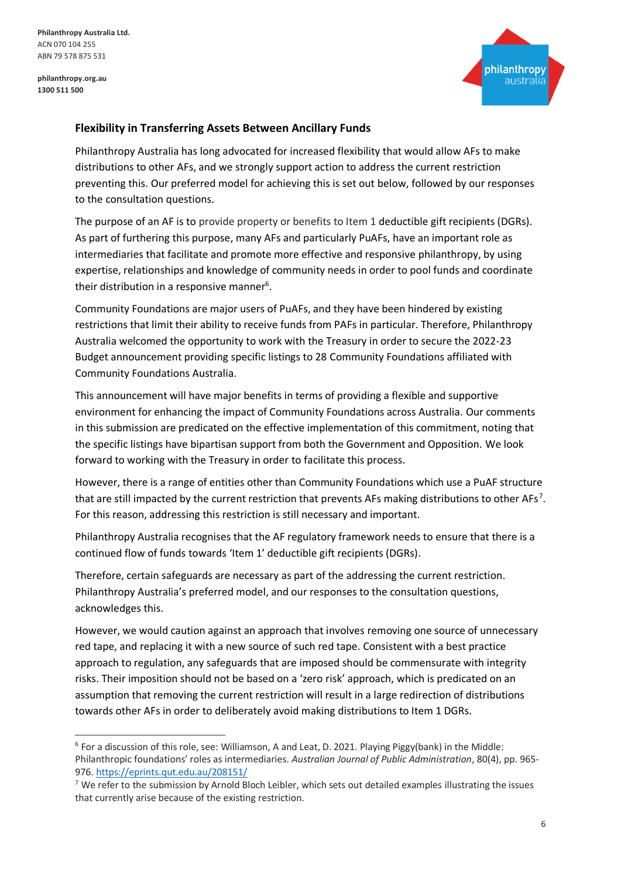## Flexibility in Transferring Assets Between Ancillary Funds

Philanthropy Australia has long advocated for increased flexibility that would allow AFs to make distributions to other AFs, and we strongly support action to address the current restriction preventing this. Our preferred model for achieving this is set out below, followed by our responses to the consultation questions.

The purpose of an AF is to provide property or benefits to Item 1 deductible gift recipients (DGRs). As part of furthering this purpose, many AFs and particularly PuAFs, have an important role as intermediaries that facilitate and promote more effective and responsive philanthropy, by using expertise, relationships and knowledge of community needs in order to pool funds and coordinate their distribution in a responsive manner[6].

Community Foundations are major users of PuAFs, and they have been hindered by existing restrictions that limit their ability to receive funds from PAFs in particular. Therefore, Philanthropy Australia welcomed the opportunity to work with the Treasury in order to secure the 2022-23 Budget announcement providing specific listings to 28 Community Foundations affiliated with Community Foundations Australia.

This announcement will have major benefits in terms of providing a flexible and supportive environment for enhancing the impact of Community Foundations across Australia. Our comments in this submission are predicated on the effective implementation of this commitment, noting that the specific listings have bipartisan support from both the Government and Opposition. We look forward to working with the Treasury in order to facilitate this process.

However, there is a range of entities other than Community Foundations which use a PuAF structure that are still impacted by the current restriction that prevents AFs making distributions to other AFs[7]. For this reason, addressing this restriction is still necessary and important.

Philanthropy Australia recognises that the AF regulatory framework needs to ensure that there is a continued flow of funds towards 'Item 1' deductible gift recipients (DGRs).

Therefore, certain safeguards are necessary as part of the addressing the current restriction. Philanthropy Australia's preferred model, and our responses to the consultation questions, acknowledges this.

However, we would caution against an approach that involves removing one source of unnecessary red tape, and replacing it with a new source of such red tape. Consistent with a best practice approach to regulation, any safeguards that are imposed should be commensurate with integrity risks. Their imposition should not be based on a 'zero risk' approach, which is predicated on an assumption that removing the current restriction will result in a large redirection of distributions towards other AFs in order to deliberately avoid making distributions to Item 1 DGRs.

---

[6] For a discussion of this role, see: Williamson, A and Leat, D. 2021. Playing Piggy(bank) in the Middle: Philanthropic foundations' roles as intermediaries. *Australian Journal of Public Administration*, 80(4), pp. 965-976. https://eprints.qut.edu.au/208151/

[7] We refer to the submission by Arnold Bloch Leibler, which sets out detailed examples illustrating the issues that currently arise because of the existing restriction.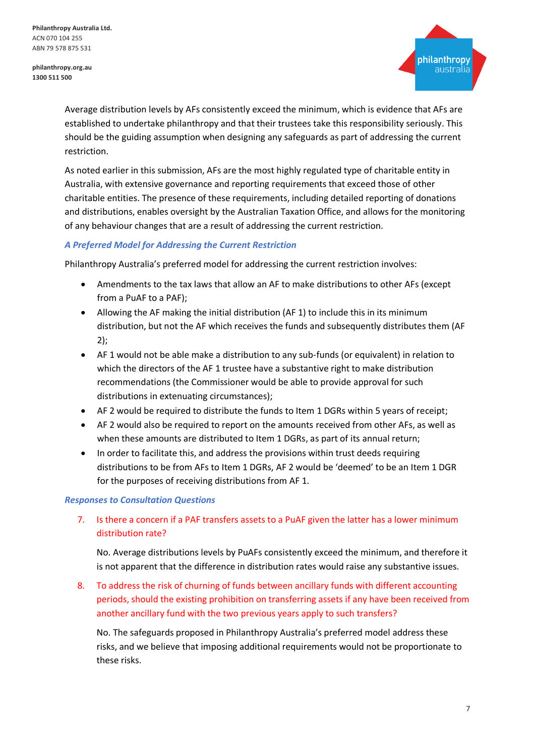Average distribution levels by AFs consistently exceed the minimum, which is evidence that AFs are established to undertake philanthropy and that their trustees take this responsibility seriously. This should be the guiding assumption when designing any safeguards as part of addressing the current restriction.

As noted earlier in this submission, AFs are the most highly regulated type of charitable entity in Australia, with extensive governance and reporting requirements that exceed those of other charitable entities. The presence of these requirements, including detailed reporting of donations and distributions, enables oversight by the Australian Taxation Office, and allows for the monitoring of any behaviour changes that are a result of addressing the current restriction.

### *A Preferred Model for Addressing the Current Restriction*

Philanthropy Australia's preferred model for addressing the current restriction involves:

- Amendments to the tax laws that allow an AF to make distributions to other AFs (except from a PuAF to a PAF);
- Allowing the AF making the initial distribution (AF 1) to include this in its minimum distribution, but not the AF which receives the funds and subsequently distributes them (AF 2);
- AF 1 would not be able make a distribution to any sub-funds (or equivalent) in relation to which the directors of the AF 1 trustee have a substantive right to make distribution recommendations (the Commissioner would be able to provide approval for such distributions in extenuating circumstances);
- AF 2 would be required to distribute the funds to Item 1 DGRs within 5 years of receipt;
- AF 2 would also be required to report on the amounts received from other AFs, as well as when these amounts are distributed to Item 1 DGRs, as part of its annual return;
- In order to facilitate this, and address the provisions within trust deeds requiring distributions to be from AFs to Item 1 DGRs, AF 2 would be 'deemed' to be an Item 1 DGR for the purposes of receiving distributions from AF 1.

### *Responses to Consultation Questions*

7. Is there a concern if a PAF transfers assets to a PuAF given the latter has a lower minimum distribution rate?

   No. Average distributions levels by PuAFs consistently exceed the minimum, and therefore it is not apparent that the difference in distribution rates would raise any substantive issues.

8. To address the risk of churning of funds between ancillary funds with different accounting periods, should the existing prohibition on transferring assets if any have been received from another ancillary fund with the two previous years apply to such transfers?

   No. The safeguards proposed in Philanthropy Australia's preferred model address these risks, and we believe that imposing additional requirements would not be proportionate to these risks.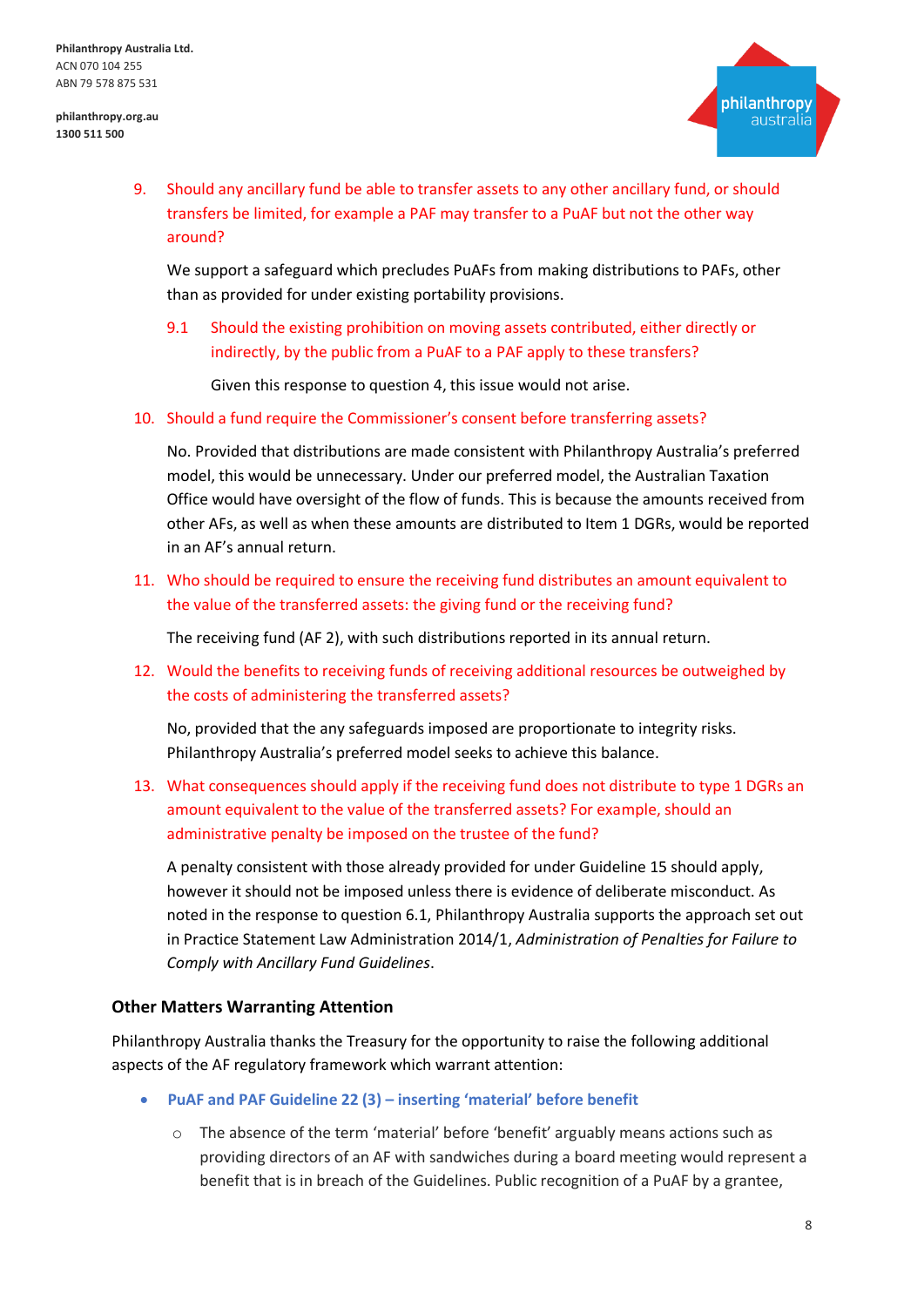9. Should any ancillary fund be able to transfer assets to any other ancillary fund, or should transfers be limited, for example a PAF may transfer to a PuAF but not the other way around?

   We support a safeguard which precludes PuAFs from making distributions to PAFs, other than as provided for under existing portability provisions.

   9.1 Should the existing prohibition on moving assets contributed, either directly or indirectly, by the public from a PuAF to a PAF apply to these transfers?

   Given this response to question 4, this issue would not arise.

10. Should a fund require the Commissioner's consent before transferring assets?

    No. Provided that distributions are made consistent with Philanthropy Australia's preferred model, this would be unnecessary. Under our preferred model, the Australian Taxation Office would have oversight of the flow of funds. This is because the amounts received from other AFs, as well as when these amounts are distributed to Item 1 DGRs, would be reported in an AF's annual return.

11. Who should be required to ensure the receiving fund distributes an amount equivalent to the value of the transferred assets: the giving fund or the receiving fund?

    The receiving fund (AF 2), with such distributions reported in its annual return.

12. Would the benefits to receiving funds of receiving additional resources be outweighed by the costs of administering the transferred assets?

    No, provided that the any safeguards imposed are proportionate to integrity risks. Philanthropy Australia's preferred model seeks to achieve this balance.

13. What consequences should apply if the receiving fund does not distribute to type 1 DGRs an amount equivalent to the value of the transferred assets? For example, should an administrative penalty be imposed on the trustee of the fund?

    A penalty consistent with those already provided for under Guideline 15 should apply, however it should not be imposed unless there is evidence of deliberate misconduct. As noted in the response to question 6.1, Philanthropy Australia supports the approach set out in Practice Statement Law Administration 2014/1, *Administration of Penalties for Failure to Comply with Ancillary Fund Guidelines*.

### Other Matters Warranting Attention

Philanthropy Australia thanks the Treasury for the opportunity to raise the following additional aspects of the AF regulatory framework which warrant attention:

- **PuAF and PAF Guideline 22 (3) – inserting 'material' before benefit**
  - The absence of the term 'material' before 'benefit' arguably means actions such as providing directors of an AF with sandwiches during a board meeting would represent a benefit that is in breach of the Guidelines. Public recognition of a PuAF by a grantee,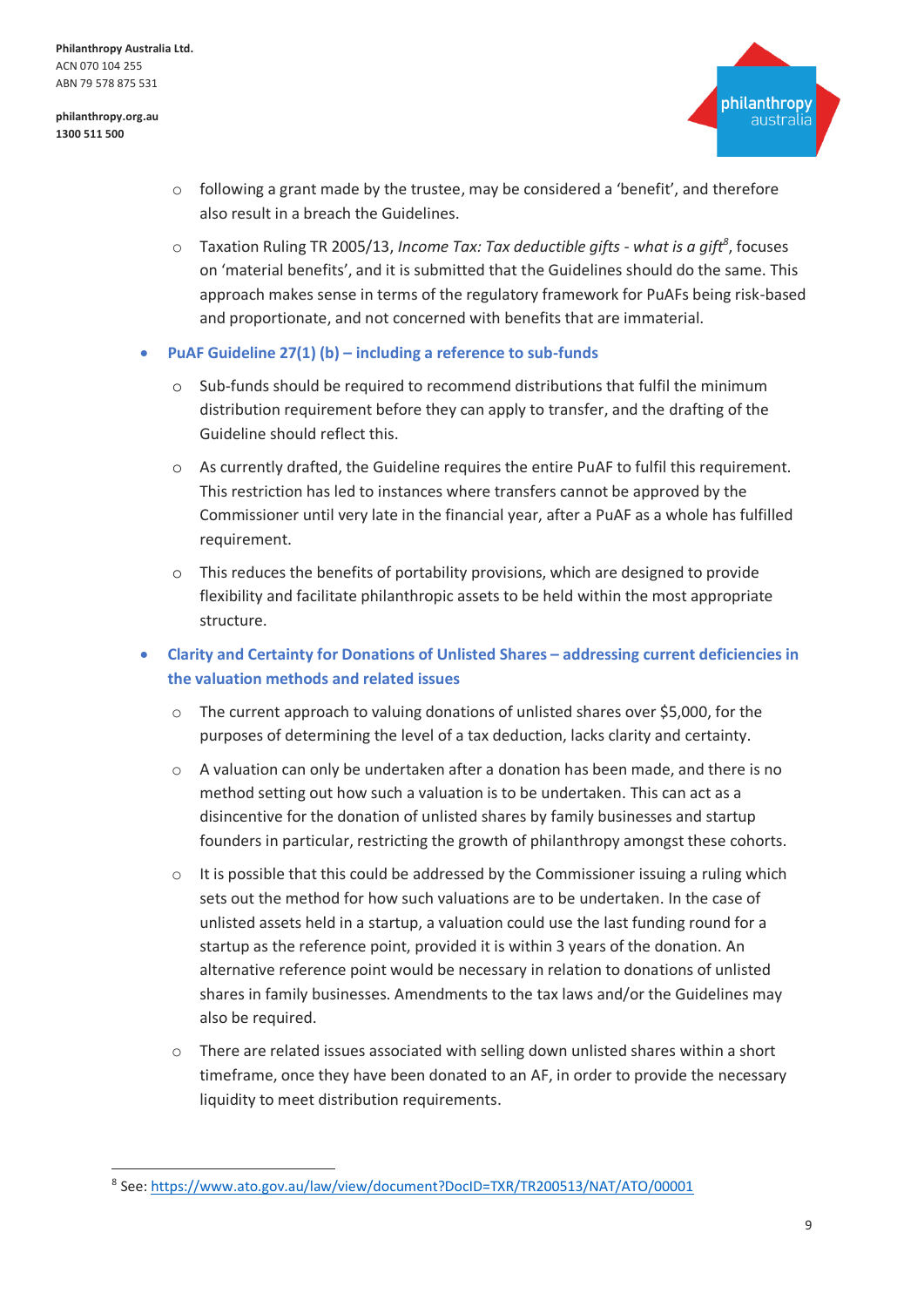- following a grant made by the trustee, may be considered a 'benefit', and therefore also result in a breach the Guidelines.
- Taxation Ruling TR 2005/13, *Income Tax: Tax deductible gifts - what is a gift*[8], focuses on 'material benefits', and it is submitted that the Guidelines should do the same. This approach makes sense in terms of the regulatory framework for PuAFs being risk-based and proportionate, and not concerned with benefits that are immaterial.

- **PuAF Guideline 27(1) (b) – including a reference to sub-funds**
  - Sub-funds should be required to recommend distributions that fulfil the minimum distribution requirement before they can apply to transfer, and the drafting of the Guideline should reflect this.
  - As currently drafted, the Guideline requires the entire PuAF to fulfil this requirement. This restriction has led to instances where transfers cannot be approved by the Commissioner until very late in the financial year, after a PuAF as a whole has fulfilled requirement.
  - This reduces the benefits of portability provisions, which are designed to provide flexibility and facilitate philanthropic assets to be held within the most appropriate structure.

- **Clarity and Certainty for Donations of Unlisted Shares – addressing current deficiencies in the valuation methods and related issues**
  - The current approach to valuing donations of unlisted shares over $5,000, for the purposes of determining the level of a tax deduction, lacks clarity and certainty.
  - A valuation can only be undertaken after a donation has been made, and there is no method setting out how such a valuation is to be undertaken. This can act as a disincentive for the donation of unlisted shares by family businesses and startup founders in particular, restricting the growth of philanthropy amongst these cohorts.
  - It is possible that this could be addressed by the Commissioner issuing a ruling which sets out the method for how such valuations are to be undertaken. In the case of unlisted assets held in a startup, a valuation could use the last funding round for a startup as the reference point, provided it is within 3 years of the donation. An alternative reference point would be necessary in relation to donations of unlisted shares in family businesses. Amendments to the tax laws and/or the Guidelines may also be required.
  - There are related issues associated with selling down unlisted shares within a short timeframe, once they have been donated to an AF, in order to provide the necessary liquidity to meet distribution requirements.

---

[8] See: https://www.ato.gov.au/law/view/document?DocID=TXR/TR200513/NAT/ATO/00001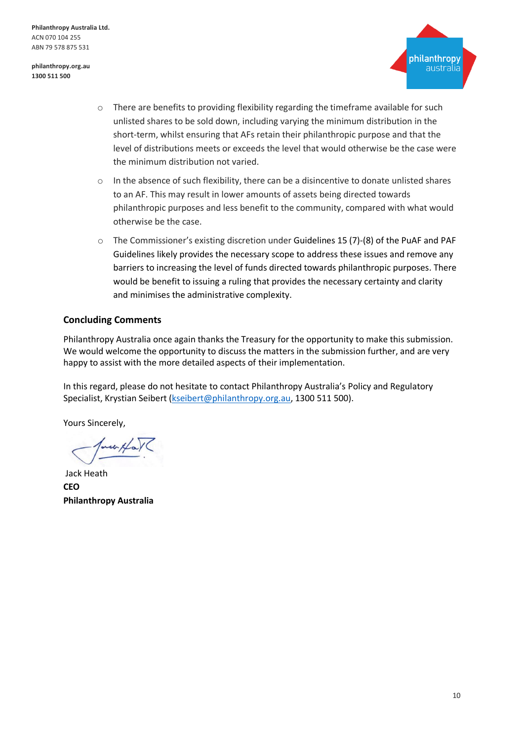- There are benefits to providing flexibility regarding the timeframe available for such unlisted shares to be sold down, including varying the minimum distribution in the short-term, whilst ensuring that AFs retain their philanthropic purpose and that the level of distributions meets or exceeds the level that would otherwise be the case were the minimum distribution not varied.
- In the absence of such flexibility, there can be a disincentive to donate unlisted shares to an AF. This may result in lower amounts of assets being directed towards philanthropic purposes and less benefit to the community, compared with what would otherwise be the case.
- The Commissioner's existing discretion under Guidelines 15 (7)-(8) of the PuAF and PAF Guidelines likely provides the necessary scope to address these issues and remove any barriers to increasing the level of funds directed towards philanthropic purposes. There would be benefit to issuing a ruling that provides the necessary certainty and clarity and minimises the administrative complexity.

## Concluding Comments

Philanthropy Australia once again thanks the Treasury for the opportunity to make this submission. We would welcome the opportunity to discuss the matters in the submission further, and are very happy to assist with the more detailed aspects of their implementation.

In this regard, please do not hesitate to contact Philanthropy Australia's Policy and Regulatory Specialist, Krystian Seibert (kseibert@philanthropy.org.au, 1300 511 500).

Yours Sincerely,

Jack Heath
**CEO**
**Philanthropy Australia**